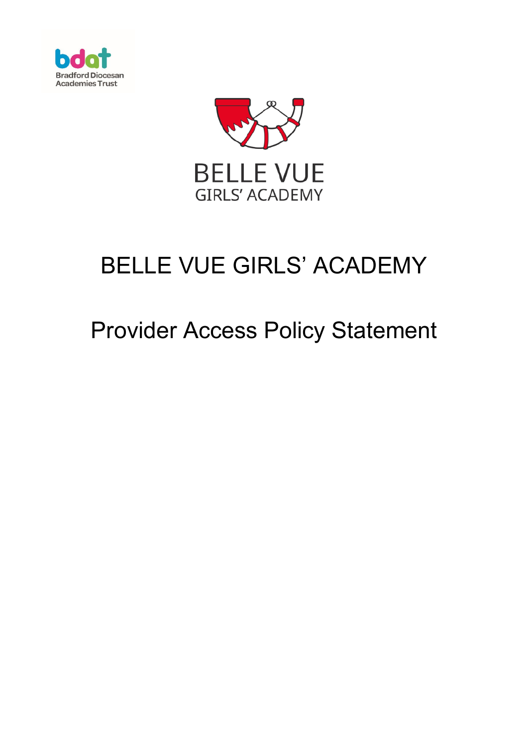bdat
Bradford Diocesan Academies Trust

BELLE VUE
GIRLS' ACADEMY

# BELLE VUE GIRLS' ACADEMY

## Provider Access Policy Statement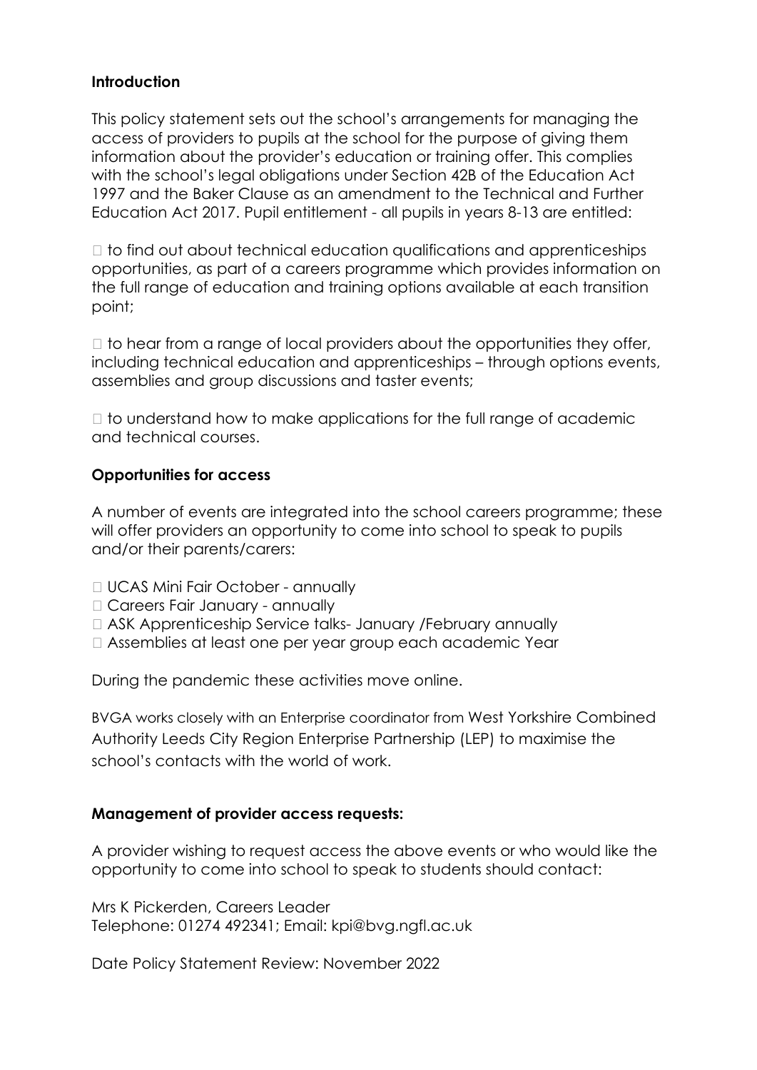**Introduction**

This policy statement sets out the school's arrangements for managing the access of providers to pupils at the school for the purpose of giving them information about the provider's education or training offer. This complies with the school's legal obligations under Section 42B of the Education Act 1997 and the Baker Clause as an amendment to the Technical and Further Education Act 2017. Pupil entitlement - all pupils in years 8-13 are entitled:

- to find out about technical education qualifications and apprenticeships opportunities, as part of a careers programme which provides information on the full range of education and training options available at each transition point;

- to hear from a range of local providers about the opportunities they offer, including technical education and apprenticeships – through options events, assemblies and group discussions and taster events;

- to understand how to make applications for the full range of academic and technical courses.

**Opportunities for access**

A number of events are integrated into the school careers programme; these will offer providers an opportunity to come into school to speak to pupils and/or their parents/carers:

- UCAS Mini Fair October - annually
- Careers Fair January - annually
- ASK Apprenticeship Service talks- January /February annually
- Assemblies at least one per year group each academic Year

During the pandemic these activities move online.

BVGA works closely with an Enterprise coordinator from West Yorkshire Combined Authority Leeds City Region Enterprise Partnership (LEP) to maximise the school's contacts with the world of work.

**Management of provider access requests:**

A provider wishing to request access the above events or who would like the opportunity to come into school to speak to students should contact:

Mrs K Pickerden, Careers Leader
Telephone: 01274 492341; Email: kpi@bvg.ngfl.ac.uk

Date Policy Statement Review: November 2022